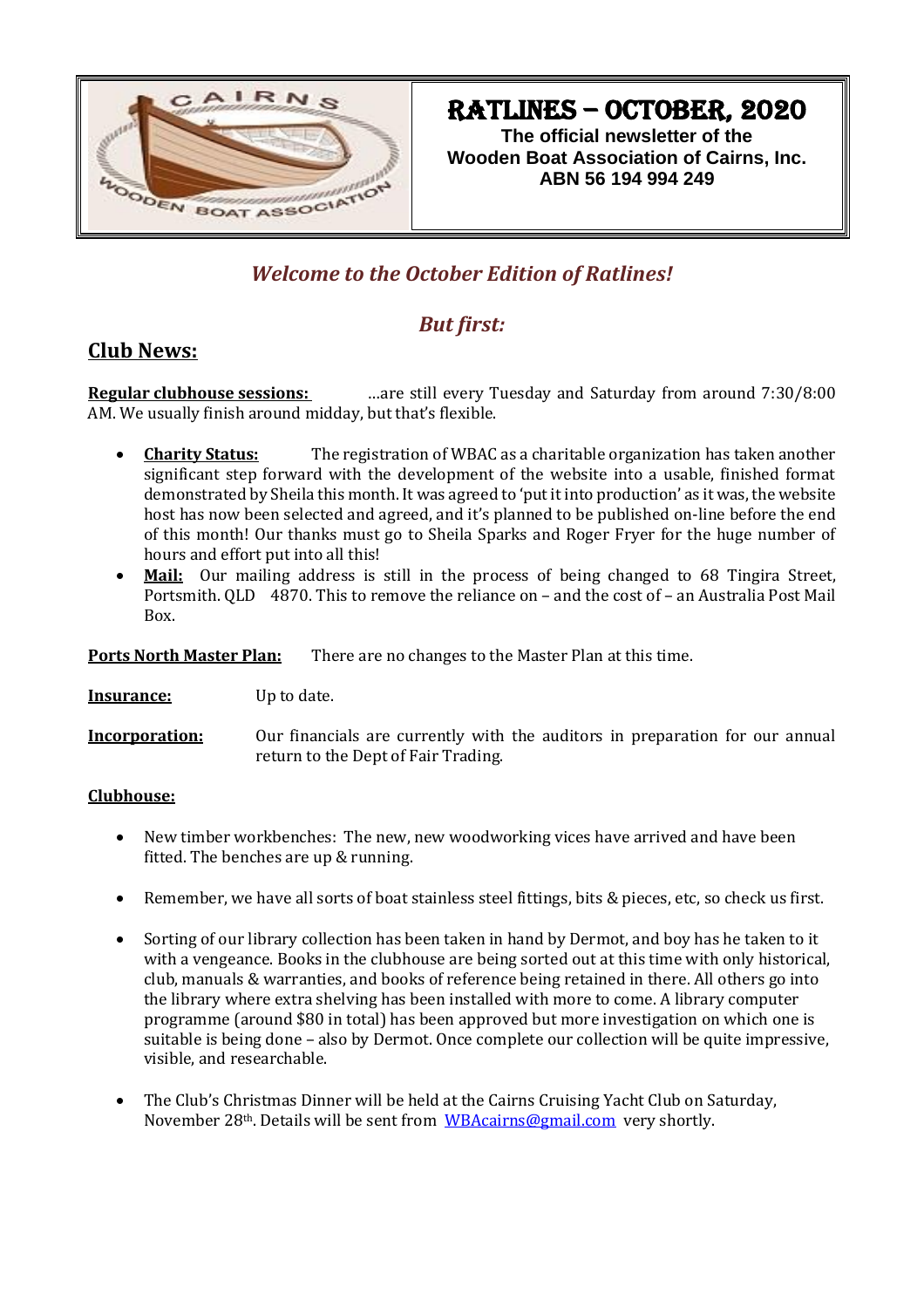# RATLINES – OCTOBER, 2020

**The official newsletter of the Wooden Boat Association of Cairns, Inc.**
**ABN 56 194 994 249**

## *Welcome to the October Edition of Ratlines!*

## *But first:*

## Club News:

**Regular clubhouse sessions:** ...are still every Tuesday and Saturday from around 7:30/8:00 AM. We usually finish around midday, but that's flexible.

- **Charity Status:** The registration of WBAC as a charitable organization has taken another significant step forward with the development of the website into a usable, finished format demonstrated by Sheila this month. It was agreed to 'put it into production' as it was, the website host has now been selected and agreed, and it's planned to be published on-line before the end of this month! Our thanks must go to Sheila Sparks and Roger Fryer for the huge number of hours and effort put into all this!
- **Mail:** Our mailing address is still in the process of being changed to 68 Tingira Street, Portsmith. QLD 4870. This to remove the reliance on – and the cost of – an Australia Post Mail Box.

**Ports North Master Plan:** There are no changes to the Master Plan at this time.

**Insurance:** Up to date.

**Incorporation:** Our financials are currently with the auditors in preparation for our annual return to the Dept of Fair Trading.

**Clubhouse:**

- New timber workbenches: The new, new woodworking vices have arrived and have been fitted. The benches are up & running.
- Remember, we have all sorts of boat stainless steel fittings, bits & pieces, etc, so check us first.
- Sorting of our library collection has been taken in hand by Dermot, and boy has he taken to it with a vengeance. Books in the clubhouse are being sorted out at this time with only historical, club, manuals & warranties, and books of reference being retained in there. All others go into the library where extra shelving has been installed with more to come. A library computer programme (around $80 in total) has been approved but more investigation on which one is suitable is being done – also by Dermot. Once complete our collection will be quite impressive, visible, and researchable.
- The Club's Christmas Dinner will be held at the Cairns Cruising Yacht Club on Saturday, November 28th. Details will be sent from WBAcairns@gmail.com very shortly.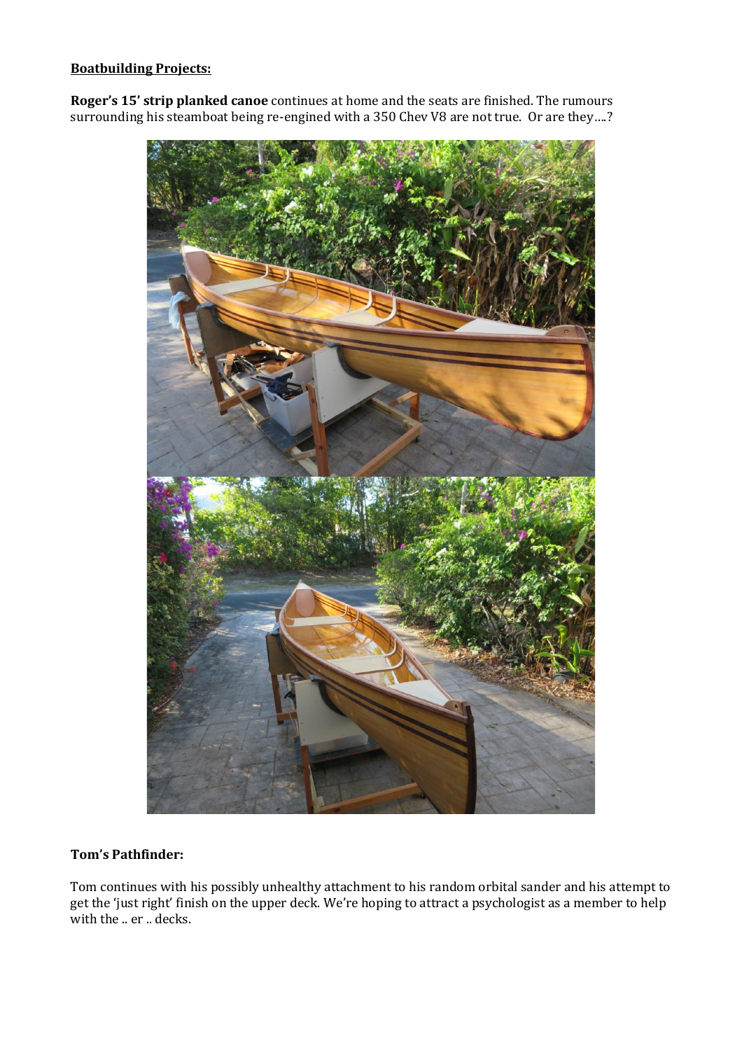**Boatbuilding Projects:**

**Roger's 15' strip planked canoe** continues at home and the seats are finished. The rumours surrounding his steamboat being re-engined with a 350 Chev V8 are not true. Or are they….?

**Tom's Pathfinder:**

Tom continues with his possibly unhealthy attachment to his random orbital sander and his attempt to get the 'just right' finish on the upper deck. We're hoping to attract a psychologist as a member to help with the .. er .. decks.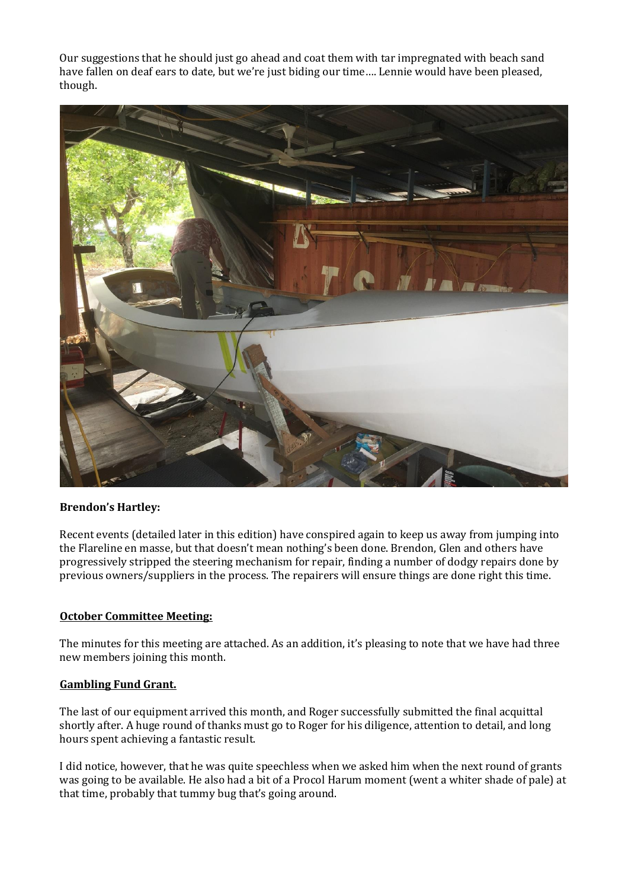Our suggestions that he should just go ahead and coat them with tar impregnated with beach sand have fallen on deaf ears to date, but we're just biding our time…. Lennie would have been pleased, though.

**Brendon's Hartley:**

Recent events (detailed later in this edition) have conspired again to keep us away from jumping into the Flareline en masse, but that doesn't mean nothing's been done. Brendon, Glen and others have progressively stripped the steering mechanism for repair, finding a number of dodgy repairs done by previous owners/suppliers in the process. The repairers will ensure things are done right this time.

**October Committee Meeting:**

The minutes for this meeting are attached. As an addition, it's pleasing to note that we have had three new members joining this month.

**Gambling Fund Grant.**

The last of our equipment arrived this month, and Roger successfully submitted the final acquittal shortly after. A huge round of thanks must go to Roger for his diligence, attention to detail, and long hours spent achieving a fantastic result.

I did notice, however, that he was quite speechless when we asked him when the next round of grants was going to be available. He also had a bit of a Procol Harum moment (went a whiter shade of pale) at that time, probably that tummy bug that's going around.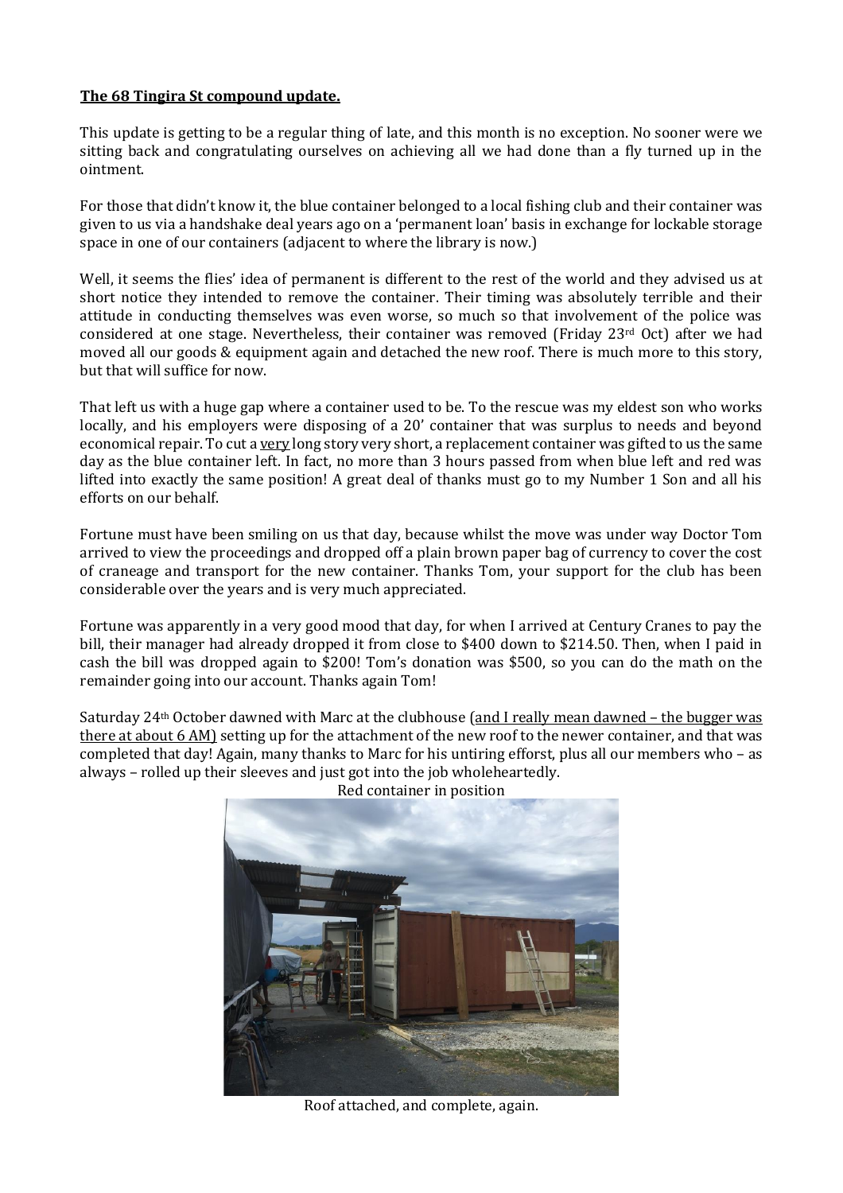**The 68 Tingira St compound update.**

This update is getting to be a regular thing of late, and this month is no exception. No sooner were we sitting back and congratulating ourselves on achieving all we had done than a fly turned up in the ointment.

For those that didn't know it, the blue container belonged to a local fishing club and their container was given to us via a handshake deal years ago on a 'permanent loan' basis in exchange for lockable storage space in one of our containers (adjacent to where the library is now.)

Well, it seems the flies' idea of permanent is different to the rest of the world and they advised us at short notice they intended to remove the container. Their timing was absolutely terrible and their attitude in conducting themselves was even worse, so much so that involvement of the police was considered at one stage. Nevertheless, their container was removed (Friday 23rd Oct) after we had moved all our goods & equipment again and detached the new roof. There is much more to this story, but that will suffice for now.

That left us with a huge gap where a container used to be. To the rescue was my eldest son who works locally, and his employers were disposing of a 20' container that was surplus to needs and beyond economical repair. To cut a very long story very short, a replacement container was gifted to us the same day as the blue container left. In fact, no more than 3 hours passed from when blue left and red was lifted into exactly the same position! A great deal of thanks must go to my Number 1 Son and all his efforts on our behalf.

Fortune must have been smiling on us that day, because whilst the move was under way Doctor Tom arrived to view the proceedings and dropped off a plain brown paper bag of currency to cover the cost of craneage and transport for the new container. Thanks Tom, your support for the club has been considerable over the years and is very much appreciated.

Fortune was apparently in a very good mood that day, for when I arrived at Century Cranes to pay the bill, their manager had already dropped it from close to $400 down to $214.50. Then, when I paid in cash the bill was dropped again to $200! Tom's donation was $500, so you can do the math on the remainder going into our account. Thanks again Tom!

Saturday 24th October dawned with Marc at the clubhouse (and I really mean dawned – the bugger was there at about 6 AM) setting up for the attachment of the new roof to the newer container, and that was completed that day! Again, many thanks to Marc for his untiring efforst, plus all our members who – as always – rolled up their sleeves and just got into the job wholeheartedly.

Red container in position

Roof attached, and complete, again.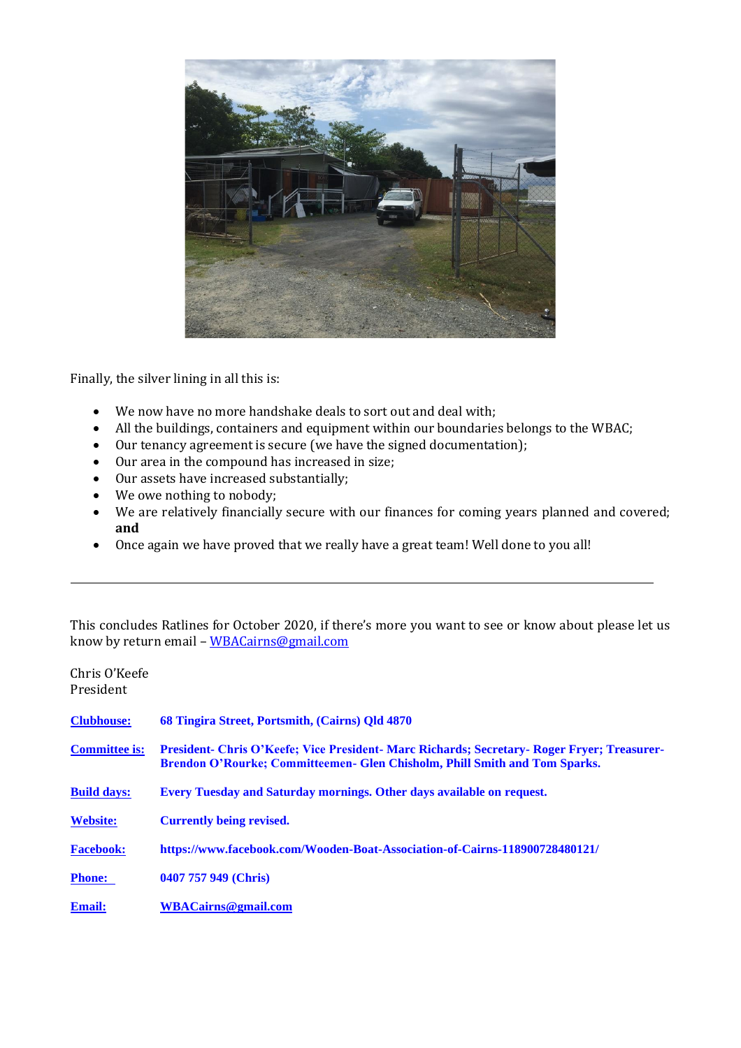Finally, the silver lining in all this is:

- We now have no more handshake deals to sort out and deal with;
- All the buildings, containers and equipment within our boundaries belongs to the WBAC;
- Our tenancy agreement is secure (we have the signed documentation);
- Our area in the compound has increased in size;
- Our assets have increased substantially;
- We owe nothing to nobody;
- We are relatively financially secure with our finances for coming years planned and covered; **and**
- Once again we have proved that we really have a great team! Well done to you all!

---

This concludes Ratlines for October 2020, if there's more you want to see or know about please let us know by return email – WBACairns@gmail.com

Chris O'Keefe
President

| | |
|---|---|
| **Clubhouse:** | **68 Tingira Street, Portsmith, (Cairns) Qld 4870** |
| **Committee is:** | **President- Chris O'Keefe; Vice President- Marc Richards; Secretary- Roger Fryer; Treasurer- Brendon O'Rourke; Committeemen- Glen Chisholm, Phill Smith and Tom Sparks.** |
| **Build days:** | **Every Tuesday and Saturday mornings. Other days available on request.** |
| **Website:** | **Currently being revised.** |
| **Facebook:** | **https://www.facebook.com/Wooden-Boat-Association-of-Cairns-118900728480121/** |
| **Phone:** | **0407 757 949 (Chris)** |
| **Email:** | **WBACairns@gmail.com** |